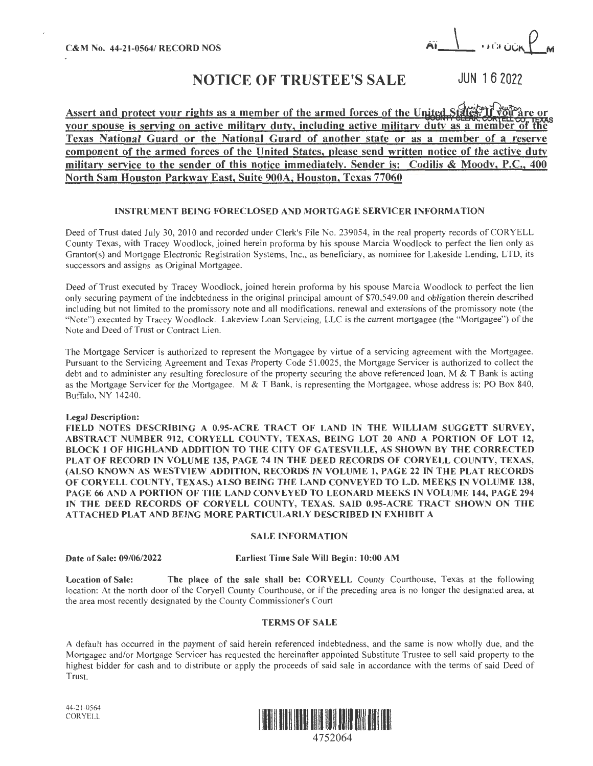C&M No. 44-21-0564/ RECORD NOS

# NOTICE OF TRUSTEE'S SALE

JUN 16 2022

**Assert and protect your rights as a member of the armed forces of the United States. If you are or your spouse is serving on active military duty, including active military duty as a member of the Texas National Guard or the National Guard of another state or as a member of a reserve component of the armed forces of the United States, please send written notice of the active duty military service to the sender of this notice immediately. Sender is: Codilis & Moody, P.C., 400 North Sam Houston Parkway East, Suite 900A, Houston, Texas 77060**

### INSTRUMENT BEING FORECLOSED AND MORTGAGE SERVICER INFORMATION

Deed of Trust dated July 30, 2010 and recorded under Clerk's File No. 239054, in the real property records of CORYELL County Texas, with Tracey Woodlock, joined herein proforma by his spouse Marcia Woodlock to perfect the lien only as Grantor(s) and Mortgage Electronic Registration Systems, Inc., as beneficiary, as nominee for Lakeside Lending, LTD, its successors and assigns as Original Mortgagee.

Deed of Trust executed by Tracey Woodlock, joined herein proforma by his spouse Marcia Woodlock to perfect the lien only securing payment of the indebtedness in the original principal amount of $70,549.00 and obligation therein described including but not limited to the promissory note and all modifications, renewal and extensions of the promissory note (the "Note") executed by Tracey Woodlock. Lakeview Loan Servicing, LLC is the current mortgagee (the "Mortgagee") of the Note and Deed of Trust or Contract Lien.

The Mortgage Servicer is authorized to represent the Mortgagee by virtue of a servicing agreement with the Mortgagee. Pursuant to the Servicing Agreement and Texas Property Code 51.0025, the Mortgage Servicer is authorized to collect the debt and to administer any resulting foreclosure of the property securing the above referenced loan. M & T Bank is acting as the Mortgage Servicer for the Mortgagee. M & T Bank, is representing the Mortgagee, whose address is: PO Box 840, Buffalo, NY 14240.

**Legal Description:**

**FIELD NOTES DESCRIBING A 0.95-ACRE TRACT OF LAND IN THE WILLIAM SUGGETT SURVEY, ABSTRACT NUMBER 912, CORYELL COUNTY, TEXAS, BEING LOT 20 AND A PORTION OF LOT 12, BLOCK 1 OF HIGHLAND ADDITION TO THE CITY OF GATESVILLE, AS SHOWN BY THE CORRECTED PLAT OF RECORD IN VOLUME 135, PAGE 74 IN THE DEED RECORDS OF CORYELL COUNTY, TEXAS, (ALSO KNOWN AS WESTVIEW ADDITION, RECORDS IN VOLUME 1, PAGE 22 IN THE PLAT RECORDS OF CORYELL COUNTY, TEXAS.) ALSO BEING THE LAND CONVEYED TO L.D. MEEKS IN VOLUME 138, PAGE 66 AND A PORTION OF THE LAND CONVEYED TO LEONARD MEEKS IN VOLUME 144, PAGE 294 IN THE DEED RECORDS OF CORYELL COUNTY, TEXAS. SAID 0.95-ACRE TRACT SHOWN ON THE ATTACHED PLAT AND BEING MORE PARTICULARLY DESCRIBED IN EXHIBIT A**

### SALE INFORMATION

**Date of Sale: 09/06/2022** **Earliest Time Sale Will Begin: 10:00 AM**

**Location of Sale:** **The place of the sale shall be: CORYELL** County Courthouse, Texas at the following location: At the north door of the Coryell County Courthouse, or if the preceding area is no longer the designated area, at the area most recently designated by the County Commissioner's Court

### TERMS OF SALE

A default has occurred in the payment of said herein referenced indebtedness, and the same is now wholly due, and the Mortgagee and/or Mortgage Servicer has requested the hereinafter appointed Substitute Trustee to sell said property to the highest bidder for cash and to distribute or apply the proceeds of said sale in accordance with the terms of said Deed of Trust.

44-21-0564
CORYELL

4752064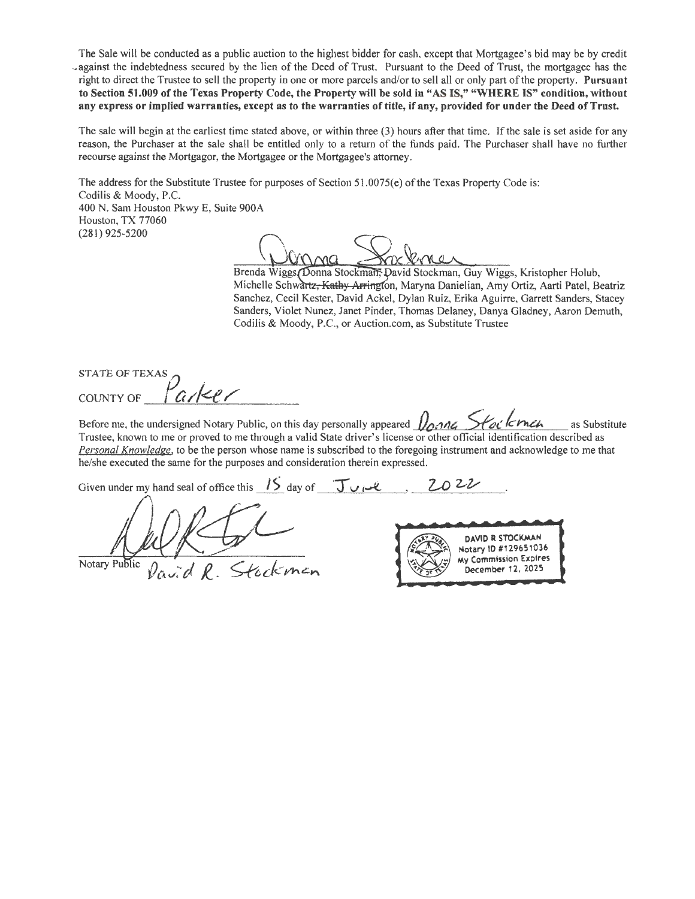The Sale will be conducted as a public auction to the highest bidder for cash, except that Mortgagee's bid may be by credit against the indebtedness secured by the lien of the Deed of Trust. Pursuant to the Deed of Trust, the mortgagee has the right to direct the Trustee to sell the property in one or more parcels and/or to sell all or only part of the property. **Pursuant to Section 51.009 of the Texas Property Code, the Property will be sold in "AS IS," "WHERE IS" condition, without any express or implied warranties, except as to the warranties of title, if any, provided for under the Deed of Trust.**

The sale will begin at the earliest time stated above, or within three (3) hours after that time. If the sale is set aside for any reason, the Purchaser at the sale shall be entitled only to a return of the funds paid. The Purchaser shall have no further recourse against the Mortgagor, the Mortgagee or the Mortgagee's attorney.

The address for the Substitute Trustee for purposes of Section 51.0075(e) of the Texas Property Code is:
Codilis & Moody, P.C.
400 N. Sam Houston Pkwy E, Suite 900A
Houston, TX 77060
(281) 925-5200

Donna Stockman

Brenda Wiggs, Donna Stockman, David Stockman, Guy Wiggs, Kristopher Holub, Michelle Schwartz, ~~Kathy Arrington~~, Maryna Danielian, Amy Ortiz, Aarti Patel, Beatriz Sanchez, Cecil Kester, David Ackel, Dylan Ruiz, Erika Aguirre, Garrett Sanders, Stacey Sanders, Violet Nunez, Janet Pinder, Thomas Delaney, Danya Gladney, Aaron Demuth, Codilis & Moody, P.C., or Auction.com, as Substitute Trustee

STATE OF TEXAS
COUNTY OF Parker

Before me, the undersigned Notary Public, on this day personally appeared Donna Stockman as Substitute Trustee, known to me or proved to me through a valid State driver's license or other official identification described as *Personal Knowledge*, to be the person whose name is subscribed to the foregoing instrument and acknowledge to me that he/she executed the same for the purposes and consideration therein expressed.

Given under my hand seal of office this 15 day of June, 2022.

Notary Public David R. Stockman

DAVID R STOCKMAN
Notary ID #129651036
My Commission Expires
December 12, 2025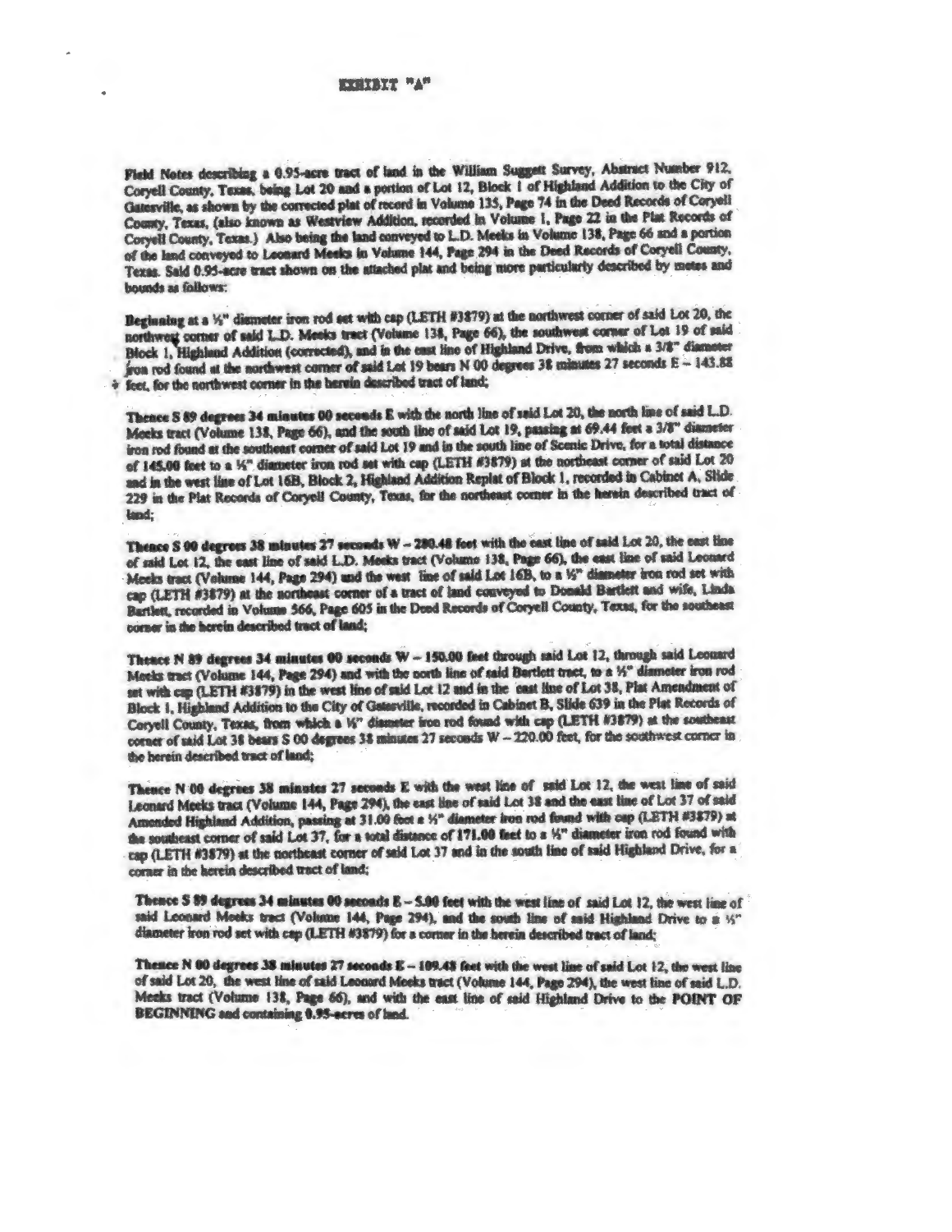# EXHIBIT "A"

Field Notes describing a 0.95-acre tract of land in the William Suggett Survey, Abstract Number 912, Coryell County, Texas, being Lot 20 and a portion of Lot 12, Block 1 of Highland Addition to the City of Gatesville, as shown by the corrected plat of record in Volume 135, Page 74 in the Deed Records of Coryell County, Texas, (also known as Westview Addition, recorded in Volume 1, Page 22 in the Plat Records of Coryell County, Texas.) Also being the land conveyed to L.D. Meeks in Volume 138, Page 66 and a portion of the land conveyed to Leonard Meeks in Volume 144, Page 294 in the Deed Records of Coryell County, Texas. Said 0.95-acre tract shown on the attached plat and being more particularly described by metes and bounds as follows:

**Beginning** at a ½" diameter iron rod set with cap (LETH #3879) at the northwest corner of said Lot 20, the northwest corner of said L.D. Meeks tract (Volume 138, Page 66), the southwest corner of Lot 19 of said Block 1, Highland Addition (corrected), and in the east line of Highland Drive, from which a 3/8" diameter iron rod found at the northwest corner of said Lot 19 bears N 00 degrees 38 minutes 27 seconds E – 143.88 feet, for the northwest corner in the herein described tract of land;

**Thence S 89 degrees 34 minutes 00 seconds E** with the north line of said Lot 20, the north line of said L.D. Meeks tract (Volume 138, Page 66), and the south line of said Lot 19, passing at 69.44 feet a 3/8" diameter iron rod found at the southeast corner of said Lot 19 and in the south line of Scenic Drive, for a total distance of **145.00** feet to a ½" diameter iron rod set with cap (LETH #3879) at the northeast corner of said Lot 20 and in the west line of Lot 16B, Block 2, Highland Addition Replat of Block 1, recorded in Cabinet A, Slide 229 in the Plat Records of Coryell County, Texas, for the northeast corner in the herein described tract of land;

**Thence S 00 degrees 38 minutes 27 seconds W – 280.48** feet with the east line of said Lot 20, the east line of said Lot 12, the east line of said L.D. Meeks tract (Volume 138, Page 66), the east line of said Leonard Meeks tract (Volume 144, Page 294) and the west line of said Lot 16B, to a ½" diameter iron rod set with cap (LETH #3879) at the northeast corner of a tract of land conveyed to Donald Bartlett and wife, Linda Bartlett, recorded in Volume 566, Page 605 in the Deed Records of Coryell County, Texas, for the southeast corner in the herein described tract of land;

**Thence N 89 degrees 34 minutes 00 seconds W – 150.00** feet through said Lot 12, through said Leonard Meeks tract (Volume 144, Page 294) and with the north line of said Bartlett tract, to a ½" diameter iron rod set with cap (LETH #3879) in the west line of said Lot 12 and in the east line of Lot 38, Plat Amendment of Block 1, Highland Addition to the City of Gatesville, recorded in Cabinet B, Slide 639 in the Plat Records of Coryell County, Texas, from which a ½" diameter iron rod found with cap (LETH #3879) at the southeast corner of said Lot 38 bears S 00 degrees 38 minutes 27 seconds W – 220.00 feet, for the southwest corner in the herein described tract of land;

**Thence N 00 degrees 38 minutes 27 seconds E** with the west line of said Lot 12, the west line of said Leonard Meeks tract (Volume 144, Page 294), the east line of said Lot 38 and the east line of Lot 37 of said Amended Highland Addition, passing at 31.00 feet a ½" diameter iron rod found with cap (LETH #3879) at the southeast corner of said Lot 37, for a total distance of **171.00** feet to a ½" diameter iron rod found with cap (LETH #3879) at the northeast corner of said Lot 37 and in the south line of said Highland Drive, for a corner in the herein described tract of land;

**Thence S 89 degrees 34 minutes 00 seconds E – 5.00** feet with the west line of said Lot 12, the west line of said Leonard Meeks tract (Volume 144, Page 294), and the south line of said Highland Drive to a ½" diameter iron rod set with cap (LETH #3879) for a corner in the herein described tract of land;

**Thence N 00 degrees 38 minutes 27 seconds E – 109.48** feet with the west line of said Lot 12, the west line of said Lot 20, the west line of said Leonard Meeks tract (Volume 144, Page 294), the west line of said L.D. Meeks tract (Volume 138, Page 66), and with the east line of said Highland Drive to the **POINT OF BEGINNING** and containing **0.95-acres** of land.